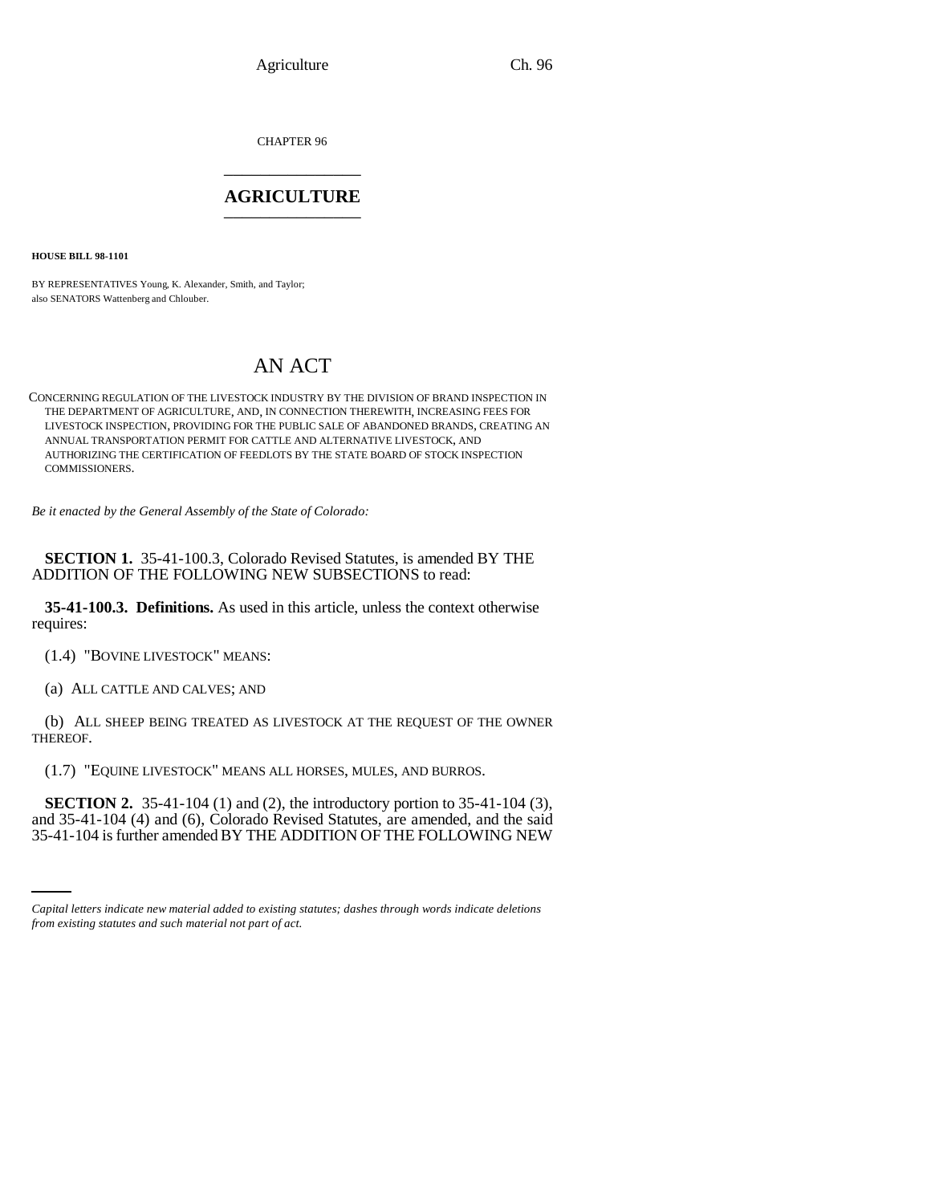CHAPTER 96

# AGRICULTURE

**HOUSE BILL 98-1101**

BY REPRESENTATIVES Young, K. Alexander, Smith, and Taylor;
also SENATORS Wattenberg and Chlouber.

# AN ACT

CONCERNING REGULATION OF THE LIVESTOCK INDUSTRY BY THE DIVISION OF BRAND INSPECTION IN THE DEPARTMENT OF AGRICULTURE, AND, IN CONNECTION THEREWITH, INCREASING FEES FOR LIVESTOCK INSPECTION, PROVIDING FOR THE PUBLIC SALE OF ABANDONED BRANDS, CREATING AN ANNUAL TRANSPORTATION PERMIT FOR CATTLE AND ALTERNATIVE LIVESTOCK, AND AUTHORIZING THE CERTIFICATION OF FEEDLOTS BY THE STATE BOARD OF STOCK INSPECTION COMMISSIONERS.

*Be it enacted by the General Assembly of the State of Colorado:*

**SECTION 1.** 35-41-100.3, Colorado Revised Statutes, is amended BY THE ADDITION OF THE FOLLOWING NEW SUBSECTIONS to read:

**35-41-100.3. Definitions.** As used in this article, unless the context otherwise requires:

(1.4) "BOVINE LIVESTOCK" MEANS:

(a) ALL CATTLE AND CALVES; AND

(b) ALL SHEEP BEING TREATED AS LIVESTOCK AT THE REQUEST OF THE OWNER THEREOF.

(1.7) "EQUINE LIVESTOCK" MEANS ALL HORSES, MULES, AND BURROS.

**SECTION 2.** 35-41-104 (1) and (2), the introductory portion to 35-41-104 (3), and 35-41-104 (4) and (6), Colorado Revised Statutes, are amended, and the said 35-41-104 is further amended BY THE ADDITION OF THE FOLLOWING NEW

*Capital letters indicate new material added to existing statutes; dashes through words indicate deletions from existing statutes and such material not part of act.*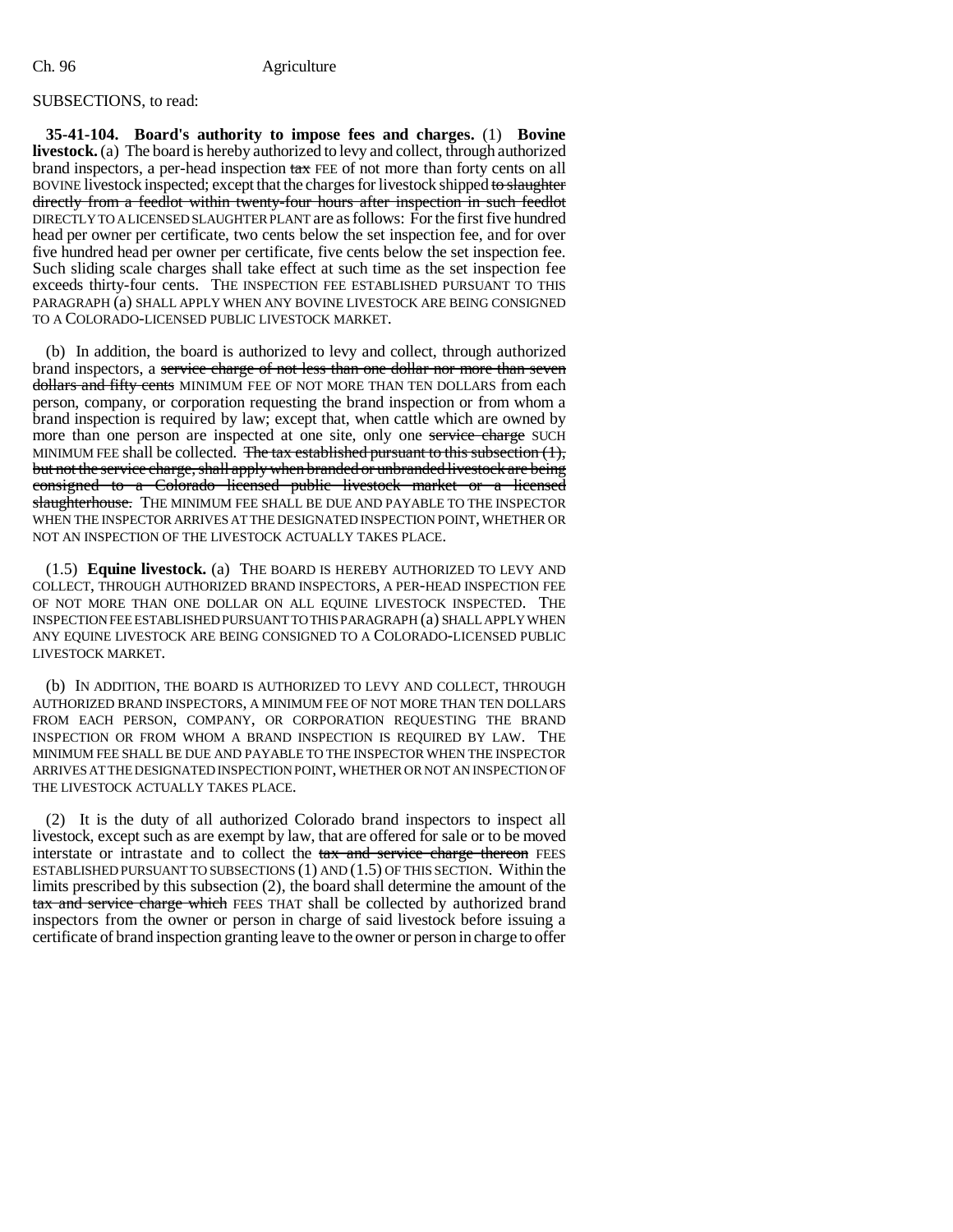SUBSECTIONS, to read:

**35-41-104. Board's authority to impose fees and charges.** (1) **Bovine livestock.** (a) The board is hereby authorized to levy and collect, through authorized brand inspectors, a per-head inspection tax FEE of not more than forty cents on all BOVINE livestock inspected; except that the charges for livestock shipped to slaughter directly from a feedlot within twenty-four hours after inspection in such feedlot DIRECTLY TO A LICENSED SLAUGHTER PLANT are as follows: For the first five hundred head per owner per certificate, two cents below the set inspection fee, and for over five hundred head per owner per certificate, five cents below the set inspection fee. Such sliding scale charges shall take effect at such time as the set inspection fee exceeds thirty-four cents. THE INSPECTION FEE ESTABLISHED PURSUANT TO THIS PARAGRAPH (a) SHALL APPLY WHEN ANY BOVINE LIVESTOCK ARE BEING CONSIGNED TO A COLORADO-LICENSED PUBLIC LIVESTOCK MARKET.

(b) In addition, the board is authorized to levy and collect, through authorized brand inspectors, a service charge of not less than one dollar nor more than seven dollars and fifty cents MINIMUM FEE OF NOT MORE THAN TEN DOLLARS from each person, company, or corporation requesting the brand inspection or from whom a brand inspection is required by law; except that, when cattle which are owned by more than one person are inspected at one site, only one service charge SUCH MINIMUM FEE shall be collected. The tax established pursuant to this subsection (1), but not the service charge, shall apply when branded or unbranded livestock are being consigned to a Colorado licensed public livestock market or a licensed slaughterhouse. THE MINIMUM FEE SHALL BE DUE AND PAYABLE TO THE INSPECTOR WHEN THE INSPECTOR ARRIVES AT THE DESIGNATED INSPECTION POINT, WHETHER OR NOT AN INSPECTION OF THE LIVESTOCK ACTUALLY TAKES PLACE.

(1.5) **Equine livestock.** (a) THE BOARD IS HEREBY AUTHORIZED TO LEVY AND COLLECT, THROUGH AUTHORIZED BRAND INSPECTORS, A PER-HEAD INSPECTION FEE OF NOT MORE THAN ONE DOLLAR ON ALL EQUINE LIVESTOCK INSPECTED. THE INSPECTION FEE ESTABLISHED PURSUANT TO THIS PARAGRAPH (a) SHALL APPLY WHEN ANY EQUINE LIVESTOCK ARE BEING CONSIGNED TO A COLORADO-LICENSED PUBLIC LIVESTOCK MARKET.

(b) IN ADDITION, THE BOARD IS AUTHORIZED TO LEVY AND COLLECT, THROUGH AUTHORIZED BRAND INSPECTORS, A MINIMUM FEE OF NOT MORE THAN TEN DOLLARS FROM EACH PERSON, COMPANY, OR CORPORATION REQUESTING THE BRAND INSPECTION OR FROM WHOM A BRAND INSPECTION IS REQUIRED BY LAW. THE MINIMUM FEE SHALL BE DUE AND PAYABLE TO THE INSPECTOR WHEN THE INSPECTOR ARRIVES AT THE DESIGNATED INSPECTION POINT, WHETHER OR NOT AN INSPECTION OF THE LIVESTOCK ACTUALLY TAKES PLACE.

(2) It is the duty of all authorized Colorado brand inspectors to inspect all livestock, except such as are exempt by law, that are offered for sale or to be moved interstate or intrastate and to collect the tax and service charge thereon FEES ESTABLISHED PURSUANT TO SUBSECTIONS (1) AND (1.5) OF THIS SECTION. Within the limits prescribed by this subsection (2), the board shall determine the amount of the tax and service charge which FEES THAT shall be collected by authorized brand inspectors from the owner or person in charge of said livestock before issuing a certificate of brand inspection granting leave to the owner or person in charge to offer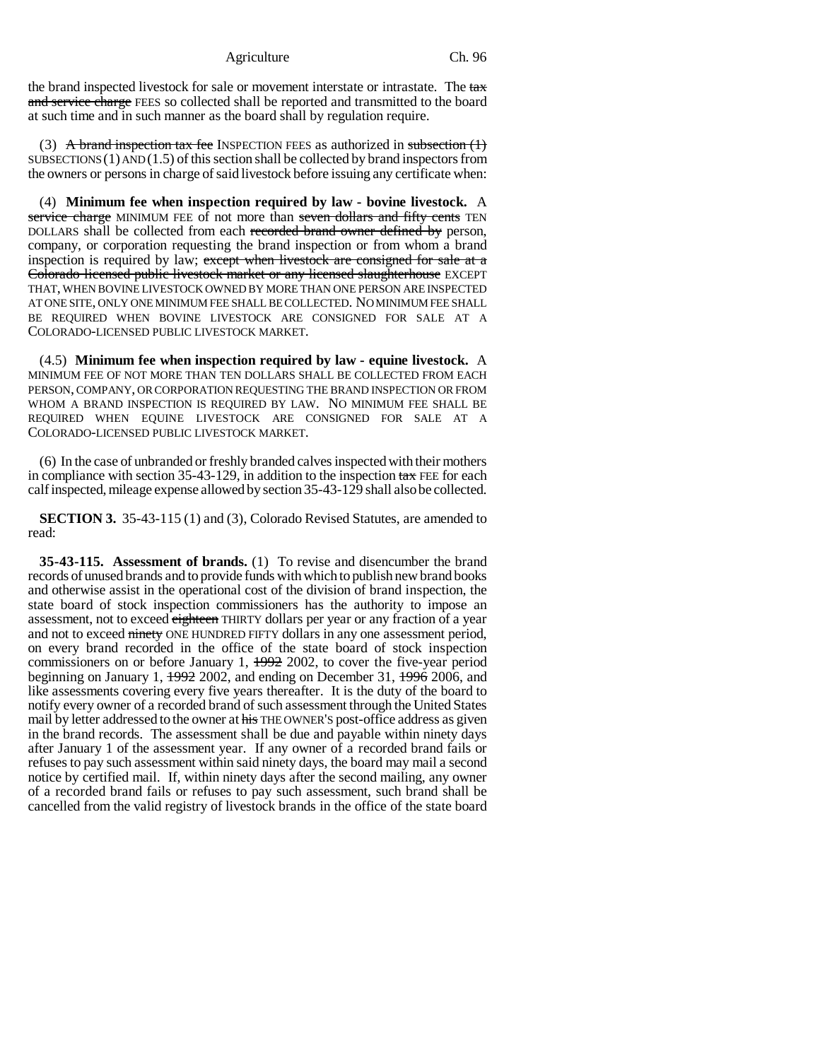the brand inspected livestock for sale or movement interstate or intrastate. The ~~tax and service charge~~ FEES so collected shall be reported and transmitted to the board at such time and in such manner as the board shall by regulation require.

(3) ~~A brand inspection tax fee~~ INSPECTION FEES as authorized in ~~subsection (1)~~ SUBSECTIONS (1) AND (1.5) of this section shall be collected by brand inspectors from the owners or persons in charge of said livestock before issuing any certificate when:

(4) **Minimum fee when inspection required by law - bovine livestock.** A ~~service charge~~ MINIMUM FEE of not more than ~~seven dollars and fifty cents~~ TEN DOLLARS shall be collected from each ~~recorded brand owner defined by~~ person, company, or corporation requesting the brand inspection or from whom a brand inspection is required by law; ~~except when livestock are consigned for sale at a Colorado licensed public livestock market or any licensed slaughterhouse~~ EXCEPT THAT, WHEN BOVINE LIVESTOCK OWNED BY MORE THAN ONE PERSON ARE INSPECTED AT ONE SITE, ONLY ONE MINIMUM FEE SHALL BE COLLECTED. NO MINIMUM FEE SHALL BE REQUIRED WHEN BOVINE LIVESTOCK ARE CONSIGNED FOR SALE AT A COLORADO-LICENSED PUBLIC LIVESTOCK MARKET.

(4.5) **Minimum fee when inspection required by law - equine livestock.** A MINIMUM FEE OF NOT MORE THAN TEN DOLLARS SHALL BE COLLECTED FROM EACH PERSON, COMPANY, OR CORPORATION REQUESTING THE BRAND INSPECTION OR FROM WHOM A BRAND INSPECTION IS REQUIRED BY LAW. NO MINIMUM FEE SHALL BE REQUIRED WHEN EQUINE LIVESTOCK ARE CONSIGNED FOR SALE AT A COLORADO-LICENSED PUBLIC LIVESTOCK MARKET.

(6) In the case of unbranded or freshly branded calves inspected with their mothers in compliance with section 35-43-129, in addition to the inspection ~~tax~~ FEE for each calf inspected, mileage expense allowed by section 35-43-129 shall also be collected.

**SECTION 3.** 35-43-115 (1) and (3), Colorado Revised Statutes, are amended to read:

**35-43-115. Assessment of brands.** (1) To revise and disencumber the brand records of unused brands and to provide funds with which to publish new brand books and otherwise assist in the operational cost of the division of brand inspection, the state board of stock inspection commissioners has the authority to impose an assessment, not to exceed ~~eighteen~~ THIRTY dollars per year or any fraction of a year and not to exceed ~~ninety~~ ONE HUNDRED FIFTY dollars in any one assessment period, on every brand recorded in the office of the state board of stock inspection commissioners on or before January 1, ~~1992~~ 2002, to cover the five-year period beginning on January 1, ~~1992~~ 2002, and ending on December 31, ~~1996~~ 2006, and like assessments covering every five years thereafter. It is the duty of the board to notify every owner of a recorded brand of such assessment through the United States mail by letter addressed to the owner at ~~his~~ THE OWNER'S post-office address as given in the brand records. The assessment shall be due and payable within ninety days after January 1 of the assessment year. If any owner of a recorded brand fails or refuses to pay such assessment within said ninety days, the board may mail a second notice by certified mail. If, within ninety days after the second mailing, any owner of a recorded brand fails or refuses to pay such assessment, such brand shall be cancelled from the valid registry of livestock brands in the office of the state board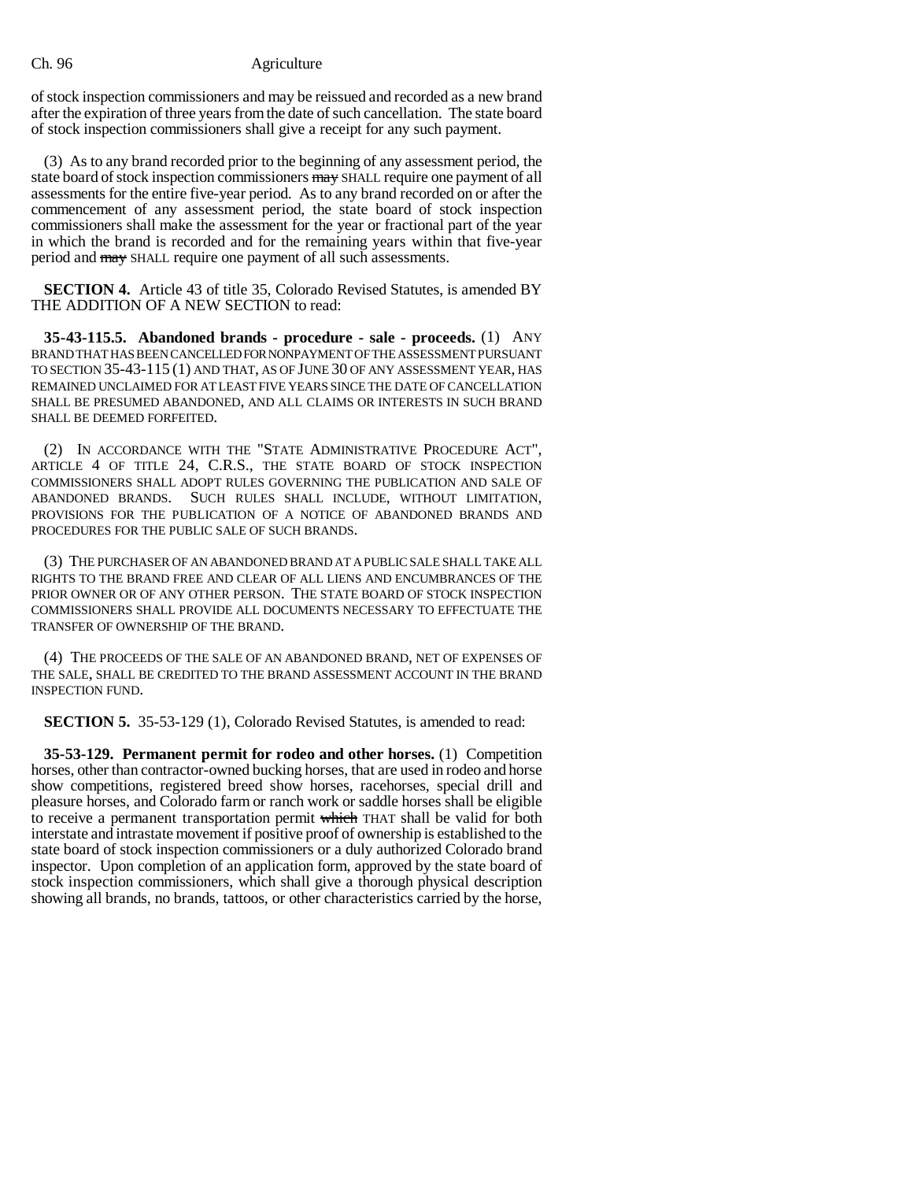of stock inspection commissioners and may be reissued and recorded as a new brand after the expiration of three years from the date of such cancellation. The state board of stock inspection commissioners shall give a receipt for any such payment.

(3) As to any brand recorded prior to the beginning of any assessment period, the state board of stock inspection commissioners ~~may~~ SHALL require one payment of all assessments for the entire five-year period. As to any brand recorded on or after the commencement of any assessment period, the state board of stock inspection commissioners shall make the assessment for the year or fractional part of the year in which the brand is recorded and for the remaining years within that five-year period and ~~may~~ SHALL require one payment of all such assessments.

**SECTION 4.** Article 43 of title 35, Colorado Revised Statutes, is amended BY THE ADDITION OF A NEW SECTION to read:

**35-43-115.5. Abandoned brands - procedure - sale - proceeds.** (1) ANY BRAND THAT HAS BEEN CANCELLED FOR NONPAYMENT OF THE ASSESSMENT PURSUANT TO SECTION 35-43-115 (1) AND THAT, AS OF JUNE 30 OF ANY ASSESSMENT YEAR, HAS REMAINED UNCLAIMED FOR AT LEAST FIVE YEARS SINCE THE DATE OF CANCELLATION SHALL BE PRESUMED ABANDONED, AND ALL CLAIMS OR INTERESTS IN SUCH BRAND SHALL BE DEEMED FORFEITED.

(2) IN ACCORDANCE WITH THE "STATE ADMINISTRATIVE PROCEDURE ACT", ARTICLE 4 OF TITLE 24, C.R.S., THE STATE BOARD OF STOCK INSPECTION COMMISSIONERS SHALL ADOPT RULES GOVERNING THE PUBLICATION AND SALE OF ABANDONED BRANDS. SUCH RULES SHALL INCLUDE, WITHOUT LIMITATION, PROVISIONS FOR THE PUBLICATION OF A NOTICE OF ABANDONED BRANDS AND PROCEDURES FOR THE PUBLIC SALE OF SUCH BRANDS.

(3) THE PURCHASER OF AN ABANDONED BRAND AT A PUBLIC SALE SHALL TAKE ALL RIGHTS TO THE BRAND FREE AND CLEAR OF ALL LIENS AND ENCUMBRANCES OF THE PRIOR OWNER OR OF ANY OTHER PERSON. THE STATE BOARD OF STOCK INSPECTION COMMISSIONERS SHALL PROVIDE ALL DOCUMENTS NECESSARY TO EFFECTUATE THE TRANSFER OF OWNERSHIP OF THE BRAND.

(4) THE PROCEEDS OF THE SALE OF AN ABANDONED BRAND, NET OF EXPENSES OF THE SALE, SHALL BE CREDITED TO THE BRAND ASSESSMENT ACCOUNT IN THE BRAND INSPECTION FUND.

**SECTION 5.** 35-53-129 (1), Colorado Revised Statutes, is amended to read:

**35-53-129. Permanent permit for rodeo and other horses.** (1) Competition horses, other than contractor-owned bucking horses, that are used in rodeo and horse show competitions, registered breed show horses, racehorses, special drill and pleasure horses, and Colorado farm or ranch work or saddle horses shall be eligible to receive a permanent transportation permit ~~which~~ THAT shall be valid for both interstate and intrastate movement if positive proof of ownership is established to the state board of stock inspection commissioners or a duly authorized Colorado brand inspector. Upon completion of an application form, approved by the state board of stock inspection commissioners, which shall give a thorough physical description showing all brands, no brands, tattoos, or other characteristics carried by the horse,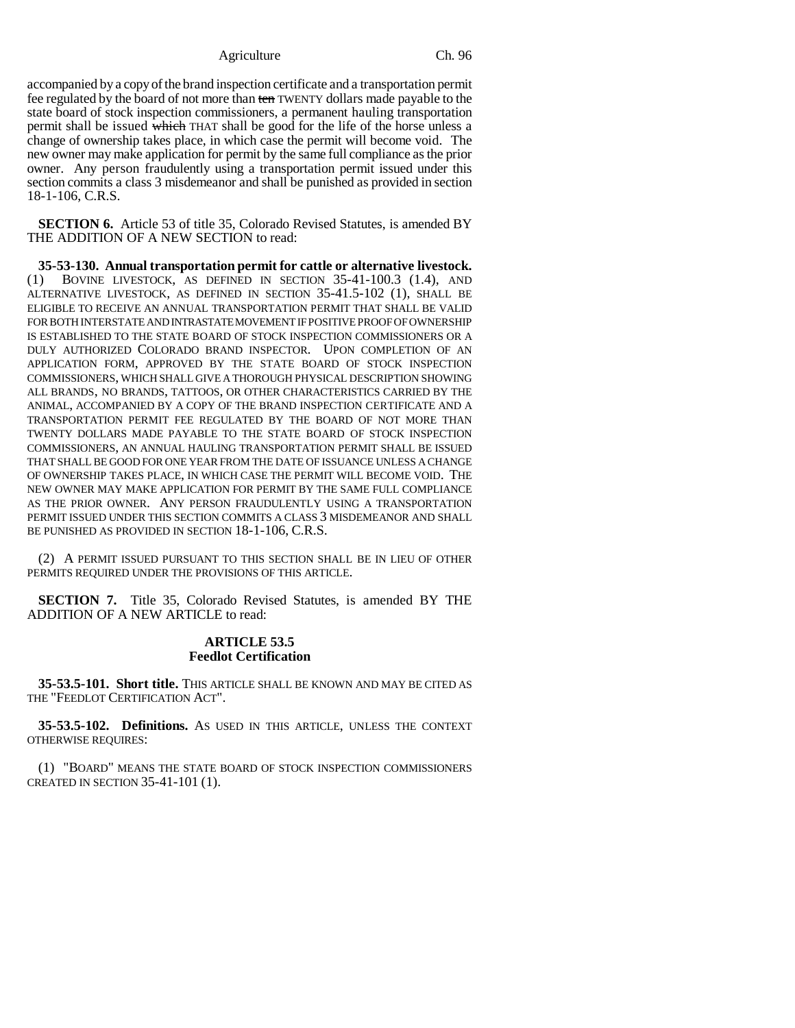accompanied by a copy of the brand inspection certificate and a transportation permit fee regulated by the board of not more than ~~ten~~ TWENTY dollars made payable to the state board of stock inspection commissioners, a permanent hauling transportation permit shall be issued ~~which~~ THAT shall be good for the life of the horse unless a change of ownership takes place, in which case the permit will become void. The new owner may make application for permit by the same full compliance as the prior owner. Any person fraudulently using a transportation permit issued under this section commits a class 3 misdemeanor and shall be punished as provided in section 18-1-106, C.R.S.

**SECTION 6.** Article 53 of title 35, Colorado Revised Statutes, is amended BY THE ADDITION OF A NEW SECTION to read:

**35-53-130. Annual transportation permit for cattle or alternative livestock.** (1) BOVINE LIVESTOCK, AS DEFINED IN SECTION 35-41-100.3 (1.4), AND ALTERNATIVE LIVESTOCK, AS DEFINED IN SECTION 35-41.5-102 (1), SHALL BE ELIGIBLE TO RECEIVE AN ANNUAL TRANSPORTATION PERMIT THAT SHALL BE VALID FOR BOTH INTERSTATE AND INTRASTATE MOVEMENT IF POSITIVE PROOF OF OWNERSHIP IS ESTABLISHED TO THE STATE BOARD OF STOCK INSPECTION COMMISSIONERS OR A DULY AUTHORIZED COLORADO BRAND INSPECTOR. UPON COMPLETION OF AN APPLICATION FORM, APPROVED BY THE STATE BOARD OF STOCK INSPECTION COMMISSIONERS, WHICH SHALL GIVE A THOROUGH PHYSICAL DESCRIPTION SHOWING ALL BRANDS, NO BRANDS, TATTOOS, OR OTHER CHARACTERISTICS CARRIED BY THE ANIMAL, ACCOMPANIED BY A COPY OF THE BRAND INSPECTION CERTIFICATE AND A TRANSPORTATION PERMIT FEE REGULATED BY THE BOARD OF NOT MORE THAN TWENTY DOLLARS MADE PAYABLE TO THE STATE BOARD OF STOCK INSPECTION COMMISSIONERS, AN ANNUAL HAULING TRANSPORTATION PERMIT SHALL BE ISSUED THAT SHALL BE GOOD FOR ONE YEAR FROM THE DATE OF ISSUANCE UNLESS A CHANGE OF OWNERSHIP TAKES PLACE, IN WHICH CASE THE PERMIT WILL BECOME VOID. THE NEW OWNER MAY MAKE APPLICATION FOR PERMIT BY THE SAME FULL COMPLIANCE AS THE PRIOR OWNER. ANY PERSON FRAUDULENTLY USING A TRANSPORTATION PERMIT ISSUED UNDER THIS SECTION COMMITS A CLASS 3 MISDEMEANOR AND SHALL BE PUNISHED AS PROVIDED IN SECTION 18-1-106, C.R.S.

(2) A PERMIT ISSUED PURSUANT TO THIS SECTION SHALL BE IN LIEU OF OTHER PERMITS REQUIRED UNDER THE PROVISIONS OF THIS ARTICLE.

**SECTION 7.** Title 35, Colorado Revised Statutes, is amended BY THE ADDITION OF A NEW ARTICLE to read:

## ARTICLE 53.5
## Feedlot Certification

**35-53.5-101. Short title.** THIS ARTICLE SHALL BE KNOWN AND MAY BE CITED AS THE "FEEDLOT CERTIFICATION ACT".

**35-53.5-102. Definitions.** AS USED IN THIS ARTICLE, UNLESS THE CONTEXT OTHERWISE REQUIRES:

(1) "BOARD" MEANS THE STATE BOARD OF STOCK INSPECTION COMMISSIONERS CREATED IN SECTION 35-41-101 (1).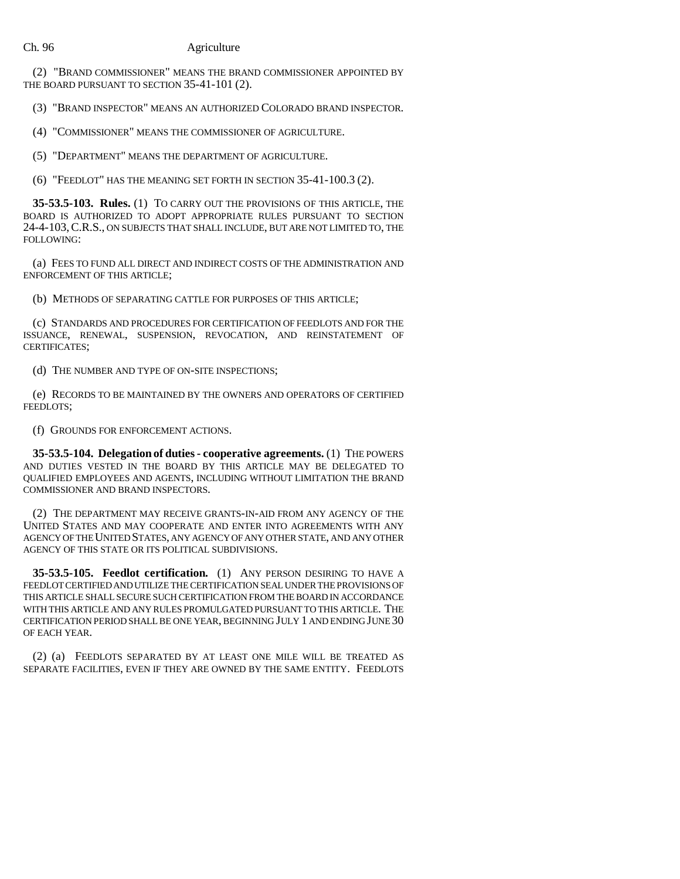(2) "BRAND COMMISSIONER" MEANS THE BRAND COMMISSIONER APPOINTED BY THE BOARD PURSUANT TO SECTION 35-41-101 (2).

(3) "BRAND INSPECTOR" MEANS AN AUTHORIZED COLORADO BRAND INSPECTOR.

(4) "COMMISSIONER" MEANS THE COMMISSIONER OF AGRICULTURE.

(5) "DEPARTMENT" MEANS THE DEPARTMENT OF AGRICULTURE.

(6) "FEEDLOT" HAS THE MEANING SET FORTH IN SECTION 35-41-100.3 (2).

**35-53.5-103. Rules.** (1) TO CARRY OUT THE PROVISIONS OF THIS ARTICLE, THE BOARD IS AUTHORIZED TO ADOPT APPROPRIATE RULES PURSUANT TO SECTION 24-4-103, C.R.S., ON SUBJECTS THAT SHALL INCLUDE, BUT ARE NOT LIMITED TO, THE FOLLOWING:

(a) FEES TO FUND ALL DIRECT AND INDIRECT COSTS OF THE ADMINISTRATION AND ENFORCEMENT OF THIS ARTICLE;

(b) METHODS OF SEPARATING CATTLE FOR PURPOSES OF THIS ARTICLE;

(c) STANDARDS AND PROCEDURES FOR CERTIFICATION OF FEEDLOTS AND FOR THE ISSUANCE, RENEWAL, SUSPENSION, REVOCATION, AND REINSTATEMENT OF CERTIFICATES;

(d) THE NUMBER AND TYPE OF ON-SITE INSPECTIONS;

(e) RECORDS TO BE MAINTAINED BY THE OWNERS AND OPERATORS OF CERTIFIED FEEDLOTS;

(f) GROUNDS FOR ENFORCEMENT ACTIONS.

**35-53.5-104. Delegation of duties - cooperative agreements.** (1) THE POWERS AND DUTIES VESTED IN THE BOARD BY THIS ARTICLE MAY BE DELEGATED TO QUALIFIED EMPLOYEES AND AGENTS, INCLUDING WITHOUT LIMITATION THE BRAND COMMISSIONER AND BRAND INSPECTORS.

(2) THE DEPARTMENT MAY RECEIVE GRANTS-IN-AID FROM ANY AGENCY OF THE UNITED STATES AND MAY COOPERATE AND ENTER INTO AGREEMENTS WITH ANY AGENCY OF THE UNITED STATES, ANY AGENCY OF ANY OTHER STATE, AND ANY OTHER AGENCY OF THIS STATE OR ITS POLITICAL SUBDIVISIONS.

**35-53.5-105. Feedlot certification.** (1) ANY PERSON DESIRING TO HAVE A FEEDLOT CERTIFIED AND UTILIZE THE CERTIFICATION SEAL UNDER THE PROVISIONS OF THIS ARTICLE SHALL SECURE SUCH CERTIFICATION FROM THE BOARD IN ACCORDANCE WITH THIS ARTICLE AND ANY RULES PROMULGATED PURSUANT TO THIS ARTICLE. THE CERTIFICATION PERIOD SHALL BE ONE YEAR, BEGINNING JULY 1 AND ENDING JUNE 30 OF EACH YEAR.

(2) (a) FEEDLOTS SEPARATED BY AT LEAST ONE MILE WILL BE TREATED AS SEPARATE FACILITIES, EVEN IF THEY ARE OWNED BY THE SAME ENTITY. FEEDLOTS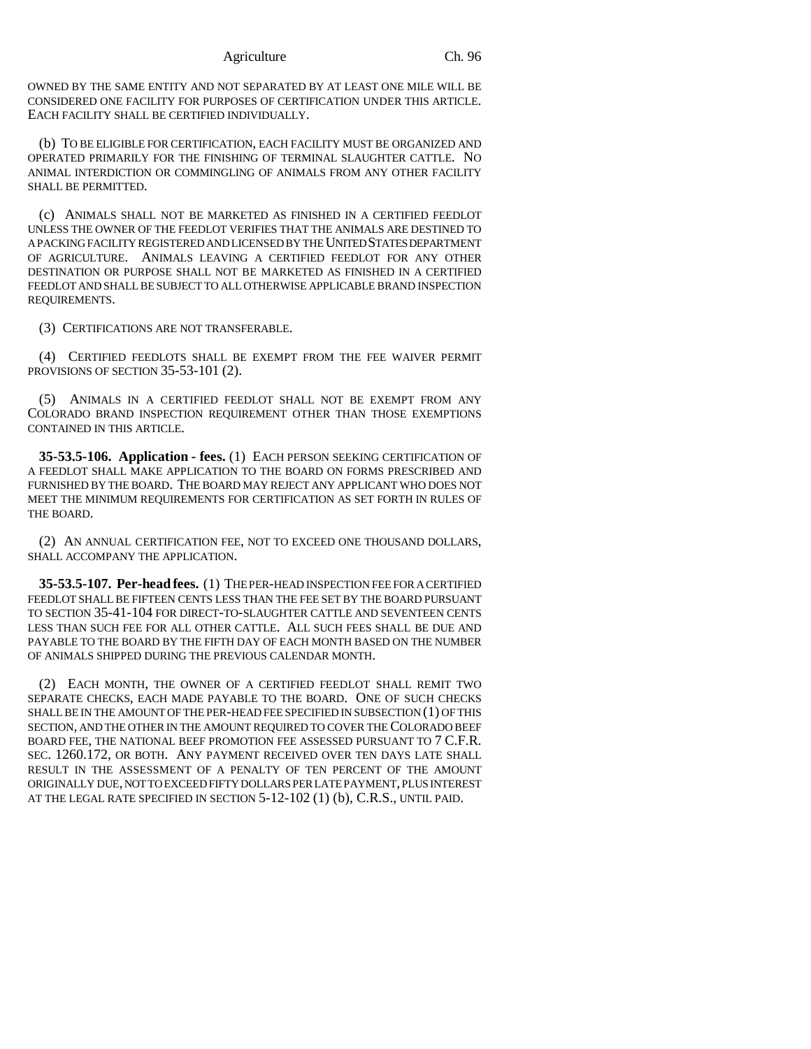OWNED BY THE SAME ENTITY AND NOT SEPARATED BY AT LEAST ONE MILE WILL BE CONSIDERED ONE FACILITY FOR PURPOSES OF CERTIFICATION UNDER THIS ARTICLE. EACH FACILITY SHALL BE CERTIFIED INDIVIDUALLY.

(b) TO BE ELIGIBLE FOR CERTIFICATION, EACH FACILITY MUST BE ORGANIZED AND OPERATED PRIMARILY FOR THE FINISHING OF TERMINAL SLAUGHTER CATTLE. NO ANIMAL INTERDICTION OR COMMINGLING OF ANIMALS FROM ANY OTHER FACILITY SHALL BE PERMITTED.

(c) ANIMALS SHALL NOT BE MARKETED AS FINISHED IN A CERTIFIED FEEDLOT UNLESS THE OWNER OF THE FEEDLOT VERIFIES THAT THE ANIMALS ARE DESTINED TO A PACKING FACILITY REGISTERED AND LICENSED BY THE UNITED STATES DEPARTMENT OF AGRICULTURE. ANIMALS LEAVING A CERTIFIED FEEDLOT FOR ANY OTHER DESTINATION OR PURPOSE SHALL NOT BE MARKETED AS FINISHED IN A CERTIFIED FEEDLOT AND SHALL BE SUBJECT TO ALL OTHERWISE APPLICABLE BRAND INSPECTION REQUIREMENTS.

(3) CERTIFICATIONS ARE NOT TRANSFERABLE.

(4) CERTIFIED FEEDLOTS SHALL BE EXEMPT FROM THE FEE WAIVER PERMIT PROVISIONS OF SECTION 35-53-101 (2).

(5) ANIMALS IN A CERTIFIED FEEDLOT SHALL NOT BE EXEMPT FROM ANY COLORADO BRAND INSPECTION REQUIREMENT OTHER THAN THOSE EXEMPTIONS CONTAINED IN THIS ARTICLE.

**35-53.5-106. Application - fees.** (1) EACH PERSON SEEKING CERTIFICATION OF A FEEDLOT SHALL MAKE APPLICATION TO THE BOARD ON FORMS PRESCRIBED AND FURNISHED BY THE BOARD. THE BOARD MAY REJECT ANY APPLICANT WHO DOES NOT MEET THE MINIMUM REQUIREMENTS FOR CERTIFICATION AS SET FORTH IN RULES OF THE BOARD.

(2) AN ANNUAL CERTIFICATION FEE, NOT TO EXCEED ONE THOUSAND DOLLARS, SHALL ACCOMPANY THE APPLICATION.

**35-53.5-107. Per-head fees.** (1) THE PER-HEAD INSPECTION FEE FOR A CERTIFIED FEEDLOT SHALL BE FIFTEEN CENTS LESS THAN THE FEE SET BY THE BOARD PURSUANT TO SECTION 35-41-104 FOR DIRECT-TO-SLAUGHTER CATTLE AND SEVENTEEN CENTS LESS THAN SUCH FEE FOR ALL OTHER CATTLE. ALL SUCH FEES SHALL BE DUE AND PAYABLE TO THE BOARD BY THE FIFTH DAY OF EACH MONTH BASED ON THE NUMBER OF ANIMALS SHIPPED DURING THE PREVIOUS CALENDAR MONTH.

(2) EACH MONTH, THE OWNER OF A CERTIFIED FEEDLOT SHALL REMIT TWO SEPARATE CHECKS, EACH MADE PAYABLE TO THE BOARD. ONE OF SUCH CHECKS SHALL BE IN THE AMOUNT OF THE PER-HEAD FEE SPECIFIED IN SUBSECTION (1) OF THIS SECTION, AND THE OTHER IN THE AMOUNT REQUIRED TO COVER THE COLORADO BEEF BOARD FEE, THE NATIONAL BEEF PROMOTION FEE ASSESSED PURSUANT TO 7 C.F.R. SEC. 1260.172, OR BOTH. ANY PAYMENT RECEIVED OVER TEN DAYS LATE SHALL RESULT IN THE ASSESSMENT OF A PENALTY OF TEN PERCENT OF THE AMOUNT ORIGINALLY DUE, NOT TO EXCEED FIFTY DOLLARS PER LATE PAYMENT, PLUS INTEREST AT THE LEGAL RATE SPECIFIED IN SECTION 5-12-102 (1) (b), C.R.S., UNTIL PAID.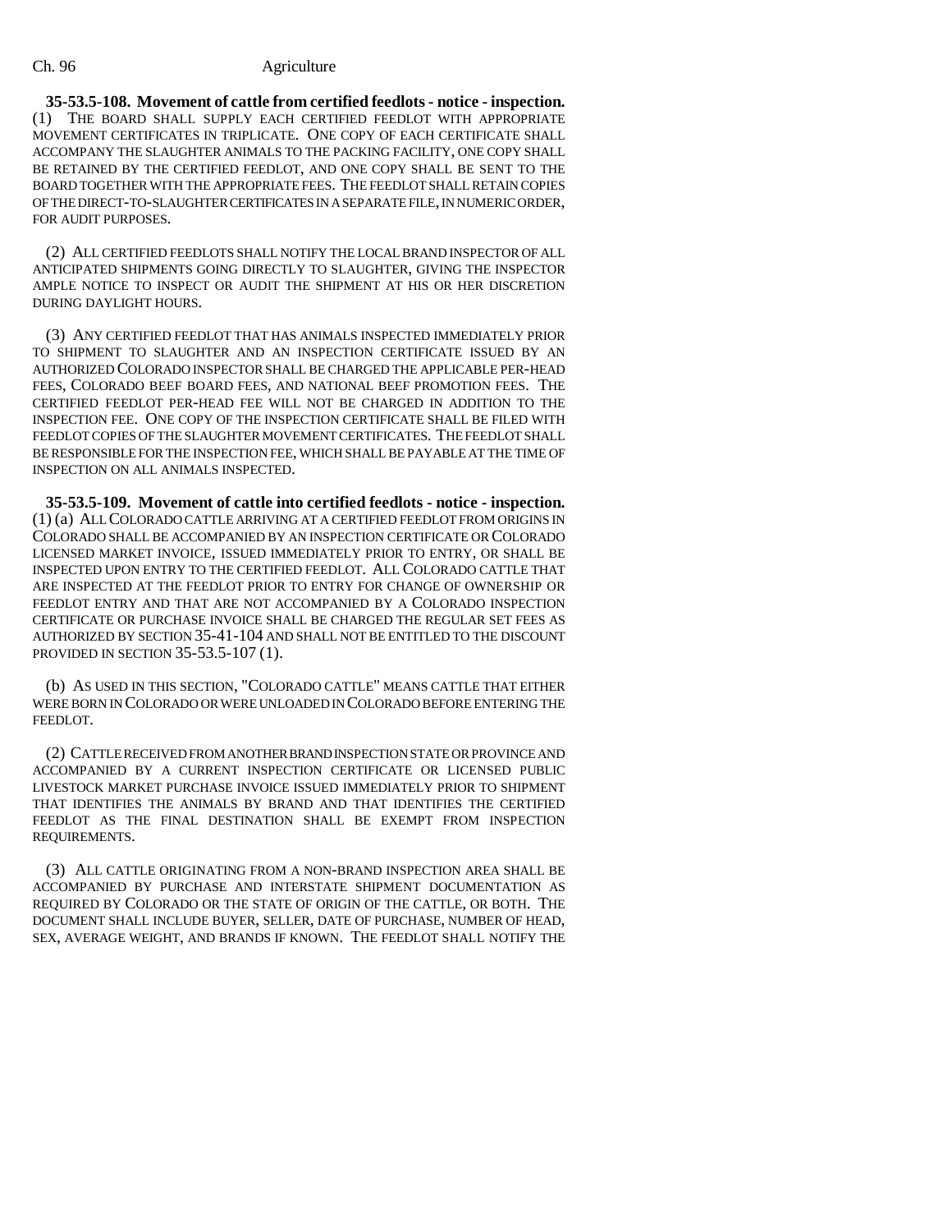**35-53.5-108. Movement of cattle from certified feedlots - notice - inspection.** (1) THE BOARD SHALL SUPPLY EACH CERTIFIED FEEDLOT WITH APPROPRIATE MOVEMENT CERTIFICATES IN TRIPLICATE. ONE COPY OF EACH CERTIFICATE SHALL ACCOMPANY THE SLAUGHTER ANIMALS TO THE PACKING FACILITY, ONE COPY SHALL BE RETAINED BY THE CERTIFIED FEEDLOT, AND ONE COPY SHALL BE SENT TO THE BOARD TOGETHER WITH THE APPROPRIATE FEES. THE FEEDLOT SHALL RETAIN COPIES OF THE DIRECT-TO-SLAUGHTER CERTIFICATES IN A SEPARATE FILE, IN NUMERIC ORDER, FOR AUDIT PURPOSES.

(2) ALL CERTIFIED FEEDLOTS SHALL NOTIFY THE LOCAL BRAND INSPECTOR OF ALL ANTICIPATED SHIPMENTS GOING DIRECTLY TO SLAUGHTER, GIVING THE INSPECTOR AMPLE NOTICE TO INSPECT OR AUDIT THE SHIPMENT AT HIS OR HER DISCRETION DURING DAYLIGHT HOURS.

(3) ANY CERTIFIED FEEDLOT THAT HAS ANIMALS INSPECTED IMMEDIATELY PRIOR TO SHIPMENT TO SLAUGHTER AND AN INSPECTION CERTIFICATE ISSUED BY AN AUTHORIZED COLORADO INSPECTOR SHALL BE CHARGED THE APPLICABLE PER-HEAD FEES, COLORADO BEEF BOARD FEES, AND NATIONAL BEEF PROMOTION FEES. THE CERTIFIED FEEDLOT PER-HEAD FEE WILL NOT BE CHARGED IN ADDITION TO THE INSPECTION FEE. ONE COPY OF THE INSPECTION CERTIFICATE SHALL BE FILED WITH FEEDLOT COPIES OF THE SLAUGHTER MOVEMENT CERTIFICATES. THE FEEDLOT SHALL BE RESPONSIBLE FOR THE INSPECTION FEE, WHICH SHALL BE PAYABLE AT THE TIME OF INSPECTION ON ALL ANIMALS INSPECTED.

**35-53.5-109. Movement of cattle into certified feedlots - notice - inspection.** (1) (a) ALL COLORADO CATTLE ARRIVING AT A CERTIFIED FEEDLOT FROM ORIGINS IN COLORADO SHALL BE ACCOMPANIED BY AN INSPECTION CERTIFICATE OR COLORADO LICENSED MARKET INVOICE, ISSUED IMMEDIATELY PRIOR TO ENTRY, OR SHALL BE INSPECTED UPON ENTRY TO THE CERTIFIED FEEDLOT. ALL COLORADO CATTLE THAT ARE INSPECTED AT THE FEEDLOT PRIOR TO ENTRY FOR CHANGE OF OWNERSHIP OR FEEDLOT ENTRY AND THAT ARE NOT ACCOMPANIED BY A COLORADO INSPECTION CERTIFICATE OR PURCHASE INVOICE SHALL BE CHARGED THE REGULAR SET FEES AS AUTHORIZED BY SECTION 35-41-104 AND SHALL NOT BE ENTITLED TO THE DISCOUNT PROVIDED IN SECTION 35-53.5-107 (1).

(b) AS USED IN THIS SECTION, "COLORADO CATTLE" MEANS CATTLE THAT EITHER WERE BORN IN COLORADO OR WERE UNLOADED IN COLORADO BEFORE ENTERING THE FEEDLOT.

(2) CATTLE RECEIVED FROM ANOTHER BRAND INSPECTION STATE OR PROVINCE AND ACCOMPANIED BY A CURRENT INSPECTION CERTIFICATE OR LICENSED PUBLIC LIVESTOCK MARKET PURCHASE INVOICE ISSUED IMMEDIATELY PRIOR TO SHIPMENT THAT IDENTIFIES THE ANIMALS BY BRAND AND THAT IDENTIFIES THE CERTIFIED FEEDLOT AS THE FINAL DESTINATION SHALL BE EXEMPT FROM INSPECTION REQUIREMENTS.

(3) ALL CATTLE ORIGINATING FROM A NON-BRAND INSPECTION AREA SHALL BE ACCOMPANIED BY PURCHASE AND INTERSTATE SHIPMENT DOCUMENTATION AS REQUIRED BY COLORADO OR THE STATE OF ORIGIN OF THE CATTLE, OR BOTH. THE DOCUMENT SHALL INCLUDE BUYER, SELLER, DATE OF PURCHASE, NUMBER OF HEAD, SEX, AVERAGE WEIGHT, AND BRANDS IF KNOWN. THE FEEDLOT SHALL NOTIFY THE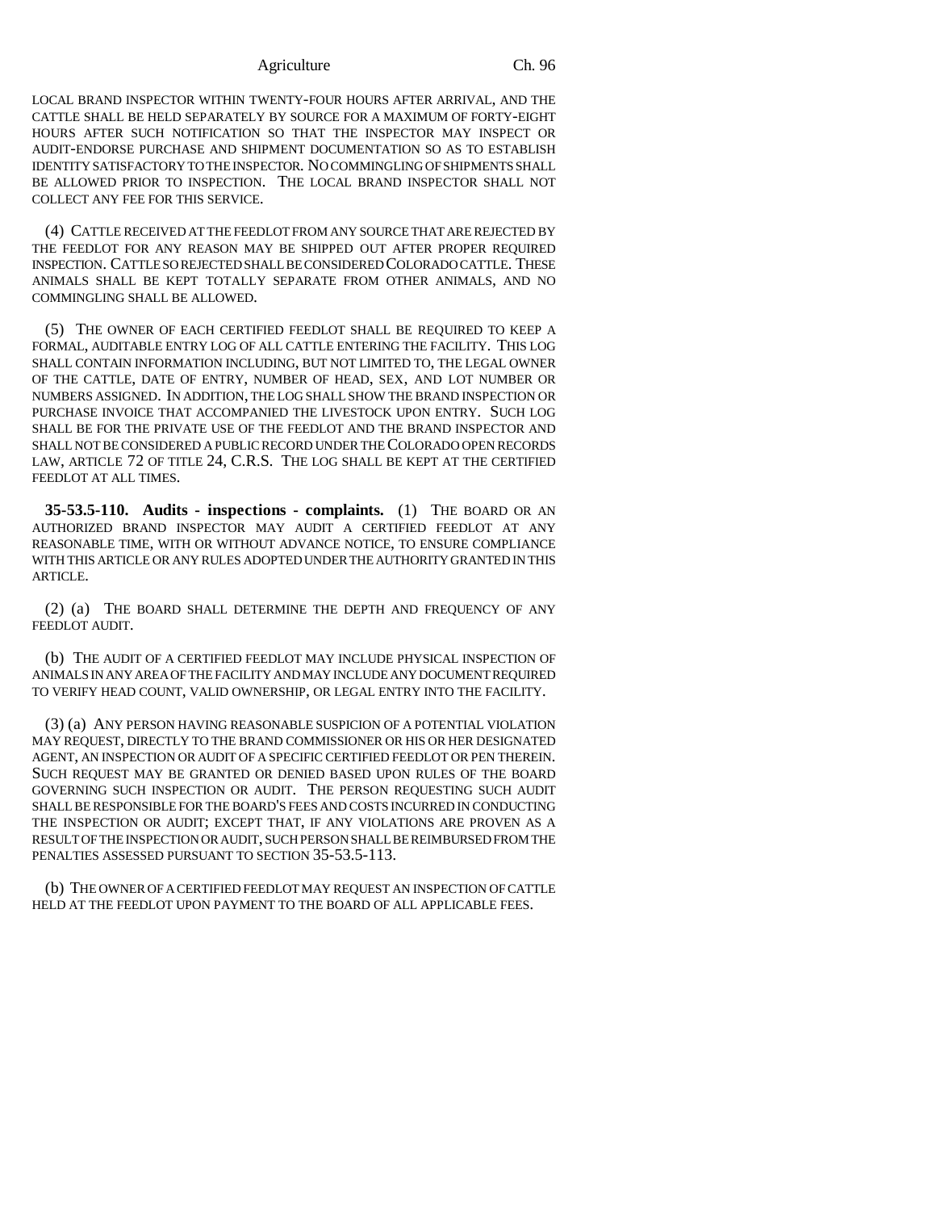LOCAL BRAND INSPECTOR WITHIN TWENTY-FOUR HOURS AFTER ARRIVAL, AND THE CATTLE SHALL BE HELD SEPARATELY BY SOURCE FOR A MAXIMUM OF FORTY-EIGHT HOURS AFTER SUCH NOTIFICATION SO THAT THE INSPECTOR MAY INSPECT OR AUDIT-ENDORSE PURCHASE AND SHIPMENT DOCUMENTATION SO AS TO ESTABLISH IDENTITY SATISFACTORY TO THE INSPECTOR. NO COMMINGLING OF SHIPMENTS SHALL BE ALLOWED PRIOR TO INSPECTION. THE LOCAL BRAND INSPECTOR SHALL NOT COLLECT ANY FEE FOR THIS SERVICE.

(4) CATTLE RECEIVED AT THE FEEDLOT FROM ANY SOURCE THAT ARE REJECTED BY THE FEEDLOT FOR ANY REASON MAY BE SHIPPED OUT AFTER PROPER REQUIRED INSPECTION. CATTLE SO REJECTED SHALL BE CONSIDERED COLORADO CATTLE. THESE ANIMALS SHALL BE KEPT TOTALLY SEPARATE FROM OTHER ANIMALS, AND NO COMMINGLING SHALL BE ALLOWED.

(5) THE OWNER OF EACH CERTIFIED FEEDLOT SHALL BE REQUIRED TO KEEP A FORMAL, AUDITABLE ENTRY LOG OF ALL CATTLE ENTERING THE FACILITY. THIS LOG SHALL CONTAIN INFORMATION INCLUDING, BUT NOT LIMITED TO, THE LEGAL OWNER OF THE CATTLE, DATE OF ENTRY, NUMBER OF HEAD, SEX, AND LOT NUMBER OR NUMBERS ASSIGNED. IN ADDITION, THE LOG SHALL SHOW THE BRAND INSPECTION OR PURCHASE INVOICE THAT ACCOMPANIED THE LIVESTOCK UPON ENTRY. SUCH LOG SHALL BE FOR THE PRIVATE USE OF THE FEEDLOT AND THE BRAND INSPECTOR AND SHALL NOT BE CONSIDERED A PUBLIC RECORD UNDER THE COLORADO OPEN RECORDS LAW, ARTICLE 72 OF TITLE 24, C.R.S. THE LOG SHALL BE KEPT AT THE CERTIFIED FEEDLOT AT ALL TIMES.

**35-53.5-110. Audits - inspections - complaints.** (1) THE BOARD OR AN AUTHORIZED BRAND INSPECTOR MAY AUDIT A CERTIFIED FEEDLOT AT ANY REASONABLE TIME, WITH OR WITHOUT ADVANCE NOTICE, TO ENSURE COMPLIANCE WITH THIS ARTICLE OR ANY RULES ADOPTED UNDER THE AUTHORITY GRANTED IN THIS ARTICLE.

(2) (a) THE BOARD SHALL DETERMINE THE DEPTH AND FREQUENCY OF ANY FEEDLOT AUDIT.

(b) THE AUDIT OF A CERTIFIED FEEDLOT MAY INCLUDE PHYSICAL INSPECTION OF ANIMALS IN ANY AREA OF THE FACILITY AND MAY INCLUDE ANY DOCUMENT REQUIRED TO VERIFY HEAD COUNT, VALID OWNERSHIP, OR LEGAL ENTRY INTO THE FACILITY.

(3) (a) ANY PERSON HAVING REASONABLE SUSPICION OF A POTENTIAL VIOLATION MAY REQUEST, DIRECTLY TO THE BRAND COMMISSIONER OR HIS OR HER DESIGNATED AGENT, AN INSPECTION OR AUDIT OF A SPECIFIC CERTIFIED FEEDLOT OR PEN THEREIN. SUCH REQUEST MAY BE GRANTED OR DENIED BASED UPON RULES OF THE BOARD GOVERNING SUCH INSPECTION OR AUDIT. THE PERSON REQUESTING SUCH AUDIT SHALL BE RESPONSIBLE FOR THE BOARD'S FEES AND COSTS INCURRED IN CONDUCTING THE INSPECTION OR AUDIT; EXCEPT THAT, IF ANY VIOLATIONS ARE PROVEN AS A RESULT OF THE INSPECTION OR AUDIT, SUCH PERSON SHALL BE REIMBURSED FROM THE PENALTIES ASSESSED PURSUANT TO SECTION 35-53.5-113.

(b) THE OWNER OF A CERTIFIED FEEDLOT MAY REQUEST AN INSPECTION OF CATTLE HELD AT THE FEEDLOT UPON PAYMENT TO THE BOARD OF ALL APPLICABLE FEES.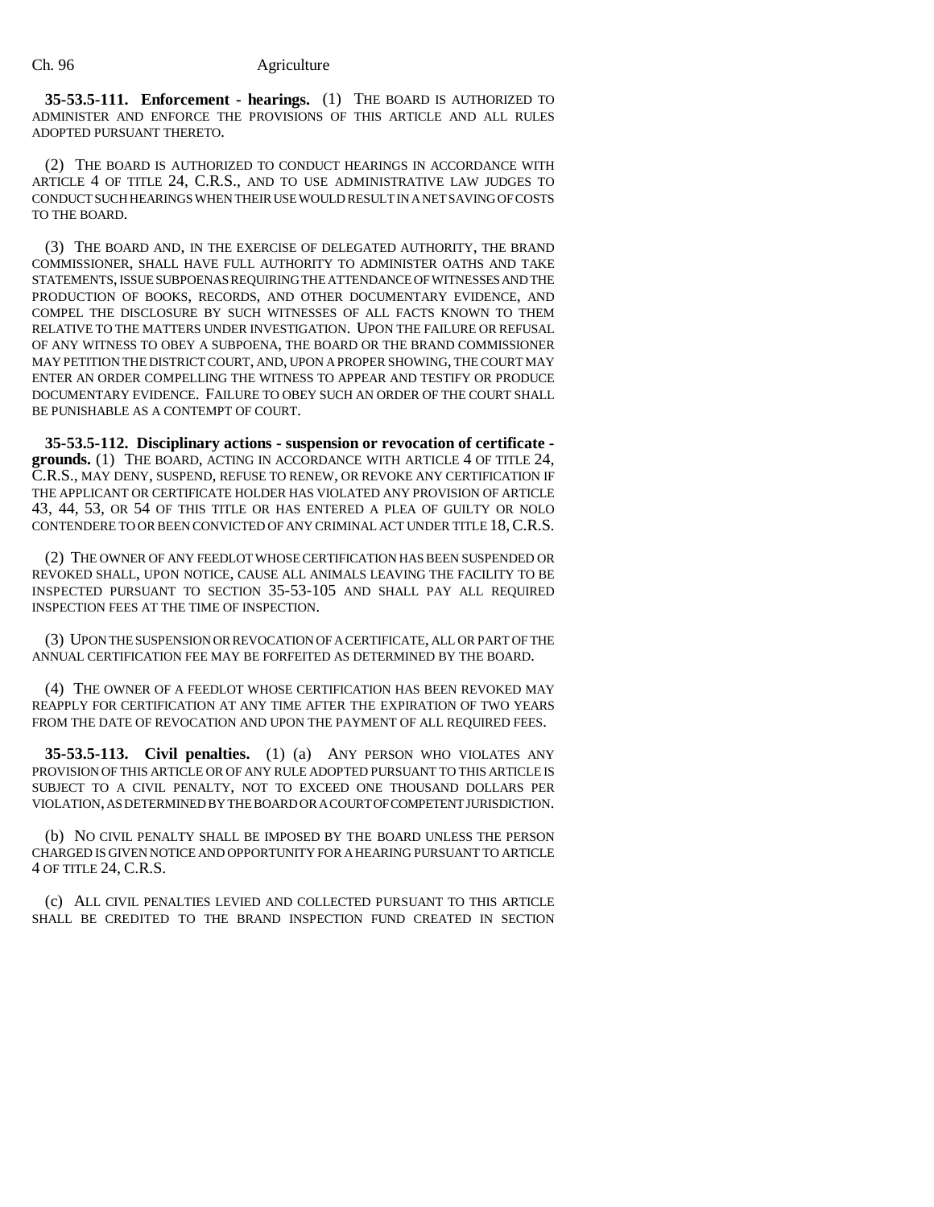**35-53.5-111. Enforcement - hearings.** (1) THE BOARD IS AUTHORIZED TO ADMINISTER AND ENFORCE THE PROVISIONS OF THIS ARTICLE AND ALL RULES ADOPTED PURSUANT THERETO.

(2) THE BOARD IS AUTHORIZED TO CONDUCT HEARINGS IN ACCORDANCE WITH ARTICLE 4 OF TITLE 24, C.R.S., AND TO USE ADMINISTRATIVE LAW JUDGES TO CONDUCT SUCH HEARINGS WHEN THEIR USE WOULD RESULT IN A NET SAVING OF COSTS TO THE BOARD.

(3) THE BOARD AND, IN THE EXERCISE OF DELEGATED AUTHORITY, THE BRAND COMMISSIONER, SHALL HAVE FULL AUTHORITY TO ADMINISTER OATHS AND TAKE STATEMENTS, ISSUE SUBPOENAS REQUIRING THE ATTENDANCE OF WITNESSES AND THE PRODUCTION OF BOOKS, RECORDS, AND OTHER DOCUMENTARY EVIDENCE, AND COMPEL THE DISCLOSURE BY SUCH WITNESSES OF ALL FACTS KNOWN TO THEM RELATIVE TO THE MATTERS UNDER INVESTIGATION. UPON THE FAILURE OR REFUSAL OF ANY WITNESS TO OBEY A SUBPOENA, THE BOARD OR THE BRAND COMMISSIONER MAY PETITION THE DISTRICT COURT, AND, UPON A PROPER SHOWING, THE COURT MAY ENTER AN ORDER COMPELLING THE WITNESS TO APPEAR AND TESTIFY OR PRODUCE DOCUMENTARY EVIDENCE. FAILURE TO OBEY SUCH AN ORDER OF THE COURT SHALL BE PUNISHABLE AS A CONTEMPT OF COURT.

**35-53.5-112. Disciplinary actions - suspension or revocation of certificate - grounds.** (1) THE BOARD, ACTING IN ACCORDANCE WITH ARTICLE 4 OF TITLE 24, C.R.S., MAY DENY, SUSPEND, REFUSE TO RENEW, OR REVOKE ANY CERTIFICATION IF THE APPLICANT OR CERTIFICATE HOLDER HAS VIOLATED ANY PROVISION OF ARTICLE 43, 44, 53, OR 54 OF THIS TITLE OR HAS ENTERED A PLEA OF GUILTY OR NOLO CONTENDERE TO OR BEEN CONVICTED OF ANY CRIMINAL ACT UNDER TITLE 18, C.R.S.

(2) THE OWNER OF ANY FEEDLOT WHOSE CERTIFICATION HAS BEEN SUSPENDED OR REVOKED SHALL, UPON NOTICE, CAUSE ALL ANIMALS LEAVING THE FACILITY TO BE INSPECTED PURSUANT TO SECTION 35-53-105 AND SHALL PAY ALL REQUIRED INSPECTION FEES AT THE TIME OF INSPECTION.

(3) UPON THE SUSPENSION OR REVOCATION OF A CERTIFICATE, ALL OR PART OF THE ANNUAL CERTIFICATION FEE MAY BE FORFEITED AS DETERMINED BY THE BOARD.

(4) THE OWNER OF A FEEDLOT WHOSE CERTIFICATION HAS BEEN REVOKED MAY REAPPLY FOR CERTIFICATION AT ANY TIME AFTER THE EXPIRATION OF TWO YEARS FROM THE DATE OF REVOCATION AND UPON THE PAYMENT OF ALL REQUIRED FEES.

**35-53.5-113. Civil penalties.** (1) (a) ANY PERSON WHO VIOLATES ANY PROVISION OF THIS ARTICLE OR OF ANY RULE ADOPTED PURSUANT TO THIS ARTICLE IS SUBJECT TO A CIVIL PENALTY, NOT TO EXCEED ONE THOUSAND DOLLARS PER VIOLATION, AS DETERMINED BY THE BOARD OR A COURT OF COMPETENT JURISDICTION.

(b) NO CIVIL PENALTY SHALL BE IMPOSED BY THE BOARD UNLESS THE PERSON CHARGED IS GIVEN NOTICE AND OPPORTUNITY FOR A HEARING PURSUANT TO ARTICLE 4 OF TITLE 24, C.R.S.

(c) ALL CIVIL PENALTIES LEVIED AND COLLECTED PURSUANT TO THIS ARTICLE SHALL BE CREDITED TO THE BRAND INSPECTION FUND CREATED IN SECTION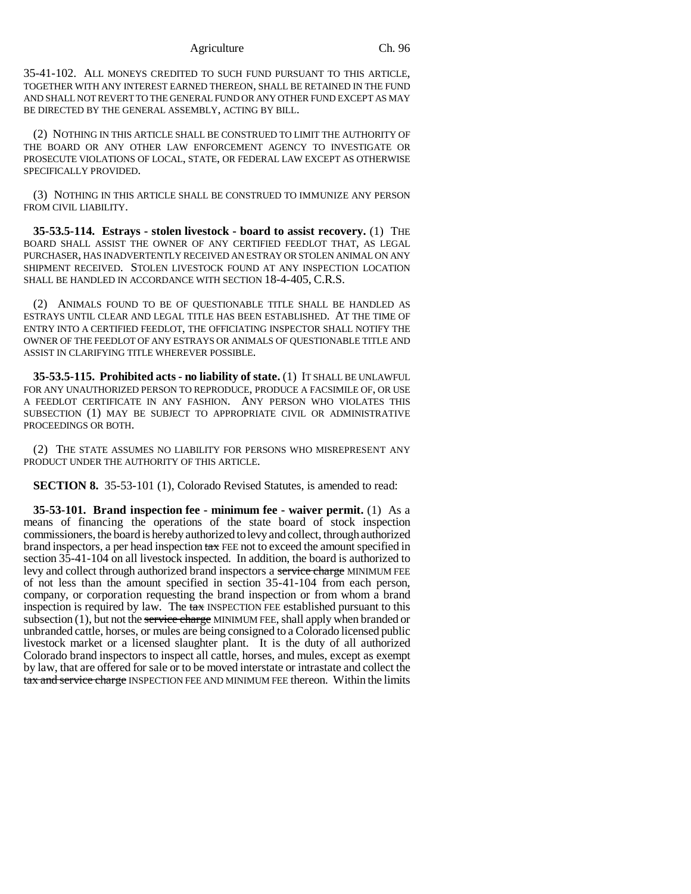35-41-102. ALL MONEYS CREDITED TO SUCH FUND PURSUANT TO THIS ARTICLE, TOGETHER WITH ANY INTEREST EARNED THEREON, SHALL BE RETAINED IN THE FUND AND SHALL NOT REVERT TO THE GENERAL FUND OR ANY OTHER FUND EXCEPT AS MAY BE DIRECTED BY THE GENERAL ASSEMBLY, ACTING BY BILL.

(2) NOTHING IN THIS ARTICLE SHALL BE CONSTRUED TO LIMIT THE AUTHORITY OF THE BOARD OR ANY OTHER LAW ENFORCEMENT AGENCY TO INVESTIGATE OR PROSECUTE VIOLATIONS OF LOCAL, STATE, OR FEDERAL LAW EXCEPT AS OTHERWISE SPECIFICALLY PROVIDED.

(3) NOTHING IN THIS ARTICLE SHALL BE CONSTRUED TO IMMUNIZE ANY PERSON FROM CIVIL LIABILITY.

**35-53.5-114. Estrays - stolen livestock - board to assist recovery.** (1) THE BOARD SHALL ASSIST THE OWNER OF ANY CERTIFIED FEEDLOT THAT, AS LEGAL PURCHASER, HAS INADVERTENTLY RECEIVED AN ESTRAY OR STOLEN ANIMAL ON ANY SHIPMENT RECEIVED. STOLEN LIVESTOCK FOUND AT ANY INSPECTION LOCATION SHALL BE HANDLED IN ACCORDANCE WITH SECTION 18-4-405, C.R.S.

(2) ANIMALS FOUND TO BE OF QUESTIONABLE TITLE SHALL BE HANDLED AS ESTRAYS UNTIL CLEAR AND LEGAL TITLE HAS BEEN ESTABLISHED. AT THE TIME OF ENTRY INTO A CERTIFIED FEEDLOT, THE OFFICIATING INSPECTOR SHALL NOTIFY THE OWNER OF THE FEEDLOT OF ANY ESTRAYS OR ANIMALS OF QUESTIONABLE TITLE AND ASSIST IN CLARIFYING TITLE WHEREVER POSSIBLE.

**35-53.5-115. Prohibited acts - no liability of state.** (1) IT SHALL BE UNLAWFUL FOR ANY UNAUTHORIZED PERSON TO REPRODUCE, PRODUCE A FACSIMILE OF, OR USE A FEEDLOT CERTIFICATE IN ANY FASHION. ANY PERSON WHO VIOLATES THIS SUBSECTION (1) MAY BE SUBJECT TO APPROPRIATE CIVIL OR ADMINISTRATIVE PROCEEDINGS OR BOTH.

(2) THE STATE ASSUMES NO LIABILITY FOR PERSONS WHO MISREPRESENT ANY PRODUCT UNDER THE AUTHORITY OF THIS ARTICLE.

**SECTION 8.** 35-53-101 (1), Colorado Revised Statutes, is amended to read:

**35-53-101. Brand inspection fee - minimum fee - waiver permit.** (1) As a means of financing the operations of the state board of stock inspection commissioners, the board is hereby authorized to levy and collect, through authorized brand inspectors, a per head inspection ~~tax~~ FEE not to exceed the amount specified in section 35-41-104 on all livestock inspected. In addition, the board is authorized to levy and collect through authorized brand inspectors a ~~service charge~~ MINIMUM FEE of not less than the amount specified in section 35-41-104 from each person, company, or corporation requesting the brand inspection or from whom a brand inspection is required by law. The ~~tax~~ INSPECTION FEE established pursuant to this subsection (1), but not the ~~service charge~~ MINIMUM FEE, shall apply when branded or unbranded cattle, horses, or mules are being consigned to a Colorado licensed public livestock market or a licensed slaughter plant. It is the duty of all authorized Colorado brand inspectors to inspect all cattle, horses, and mules, except as exempt by law, that are offered for sale or to be moved interstate or intrastate and collect the ~~tax and service charge~~ INSPECTION FEE AND MINIMUM FEE thereon. Within the limits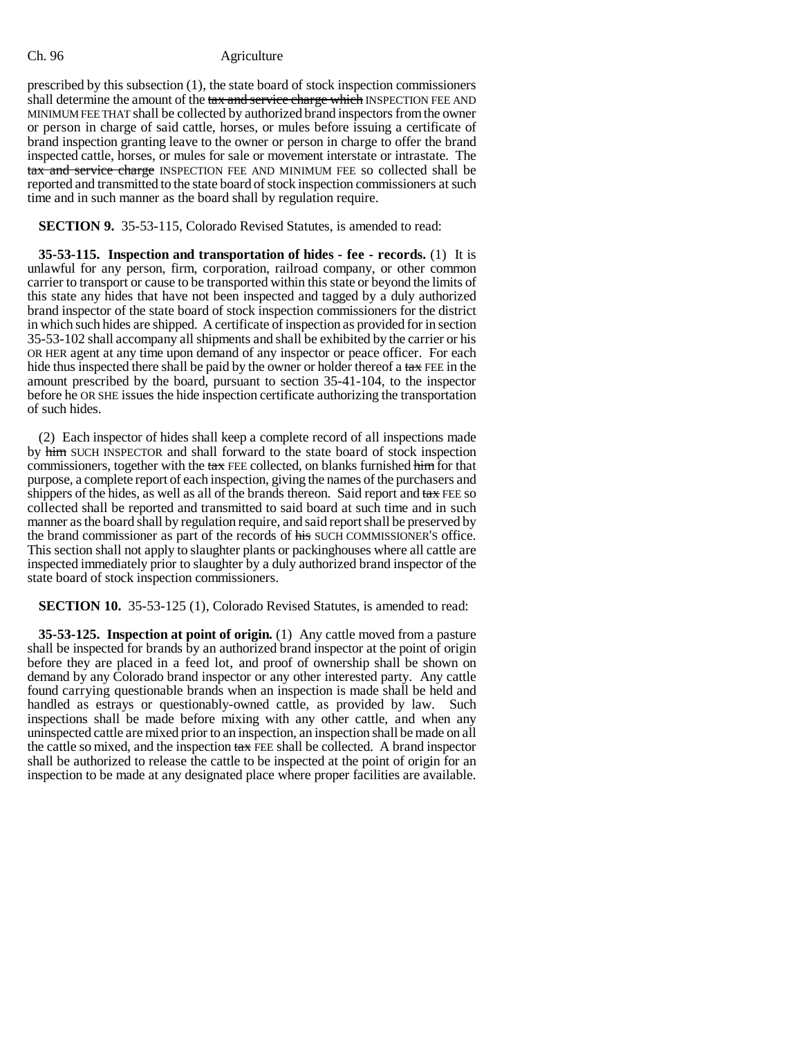prescribed by this subsection (1), the state board of stock inspection commissioners shall determine the amount of the ~~tax and service charge which~~ INSPECTION FEE AND MINIMUM FEE THAT shall be collected by authorized brand inspectors from the owner or person in charge of said cattle, horses, or mules before issuing a certificate of brand inspection granting leave to the owner or person in charge to offer the brand inspected cattle, horses, or mules for sale or movement interstate or intrastate. The ~~tax and service charge~~ INSPECTION FEE AND MINIMUM FEE so collected shall be reported and transmitted to the state board of stock inspection commissioners at such time and in such manner as the board shall by regulation require.

**SECTION 9.** 35-53-115, Colorado Revised Statutes, is amended to read:

**35-53-115. Inspection and transportation of hides - fee - records.** (1) It is unlawful for any person, firm, corporation, railroad company, or other common carrier to transport or cause to be transported within this state or beyond the limits of this state any hides that have not been inspected and tagged by a duly authorized brand inspector of the state board of stock inspection commissioners for the district in which such hides are shipped. A certificate of inspection as provided for in section 35-53-102 shall accompany all shipments and shall be exhibited by the carrier or his OR HER agent at any time upon demand of any inspector or peace officer. For each hide thus inspected there shall be paid by the owner or holder thereof a ~~tax~~ FEE in the amount prescribed by the board, pursuant to section 35-41-104, to the inspector before he OR SHE issues the hide inspection certificate authorizing the transportation of such hides.

(2) Each inspector of hides shall keep a complete record of all inspections made by ~~him~~ SUCH INSPECTOR and shall forward to the state board of stock inspection commissioners, together with the ~~tax~~ FEE collected, on blanks furnished ~~him~~ for that purpose, a complete report of each inspection, giving the names of the purchasers and shippers of the hides, as well as all of the brands thereon. Said report and ~~tax~~ FEE so collected shall be reported and transmitted to said board at such time and in such manner as the board shall by regulation require, and said report shall be preserved by the brand commissioner as part of the records of ~~his~~ SUCH COMMISSIONER'S office. This section shall not apply to slaughter plants or packinghouses where all cattle are inspected immediately prior to slaughter by a duly authorized brand inspector of the state board of stock inspection commissioners.

**SECTION 10.** 35-53-125 (1), Colorado Revised Statutes, is amended to read:

**35-53-125. Inspection at point of origin.** (1) Any cattle moved from a pasture shall be inspected for brands by an authorized brand inspector at the point of origin before they are placed in a feed lot, and proof of ownership shall be shown on demand by any Colorado brand inspector or any other interested party. Any cattle found carrying questionable brands when an inspection is made shall be held and handled as estrays or questionably-owned cattle, as provided by law. Such inspections shall be made before mixing with any other cattle, and when any uninspected cattle are mixed prior to an inspection, an inspection shall be made on all the cattle so mixed, and the inspection ~~tax~~ FEE shall be collected. A brand inspector shall be authorized to release the cattle to be inspected at the point of origin for an inspection to be made at any designated place where proper facilities are available.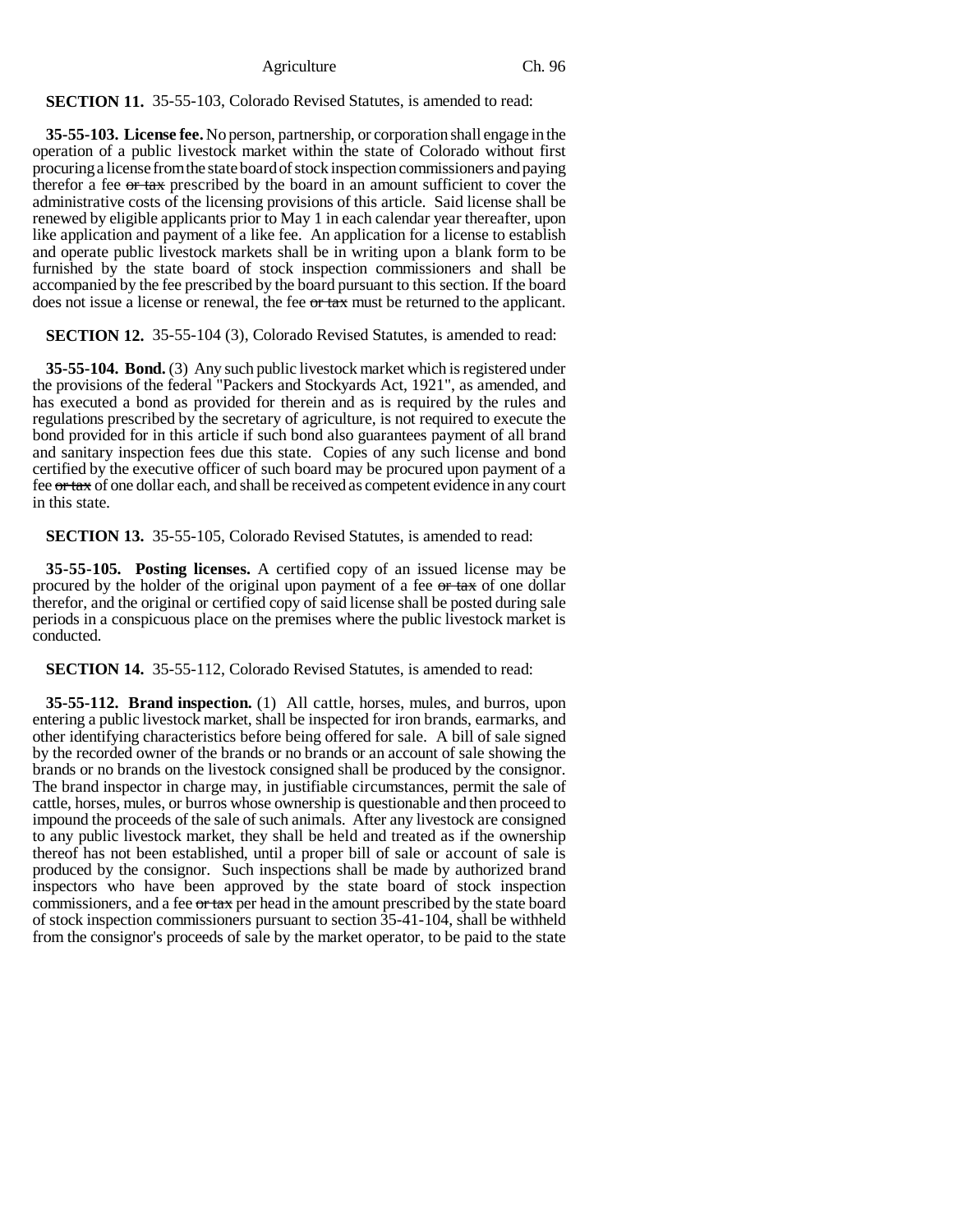**SECTION 11.** 35-55-103, Colorado Revised Statutes, is amended to read:

**35-55-103. License fee.** No person, partnership, or corporation shall engage in the operation of a public livestock market within the state of Colorado without first procuring a license from the state board of stock inspection commissioners and paying therefor a fee ~~or tax~~ prescribed by the board in an amount sufficient to cover the administrative costs of the licensing provisions of this article. Said license shall be renewed by eligible applicants prior to May 1 in each calendar year thereafter, upon like application and payment of a like fee. An application for a license to establish and operate public livestock markets shall be in writing upon a blank form to be furnished by the state board of stock inspection commissioners and shall be accompanied by the fee prescribed by the board pursuant to this section. If the board does not issue a license or renewal, the fee ~~or tax~~ must be returned to the applicant.

**SECTION 12.** 35-55-104 (3), Colorado Revised Statutes, is amended to read:

**35-55-104. Bond.** (3) Any such public livestock market which is registered under the provisions of the federal "Packers and Stockyards Act, 1921", as amended, and has executed a bond as provided for therein and as is required by the rules and regulations prescribed by the secretary of agriculture, is not required to execute the bond provided for in this article if such bond also guarantees payment of all brand and sanitary inspection fees due this state. Copies of any such license and bond certified by the executive officer of such board may be procured upon payment of a fee ~~or tax~~ of one dollar each, and shall be received as competent evidence in any court in this state.

**SECTION 13.** 35-55-105, Colorado Revised Statutes, is amended to read:

**35-55-105. Posting licenses.** A certified copy of an issued license may be procured by the holder of the original upon payment of a fee ~~or tax~~ of one dollar therefor, and the original or certified copy of said license shall be posted during sale periods in a conspicuous place on the premises where the public livestock market is conducted.

**SECTION 14.** 35-55-112, Colorado Revised Statutes, is amended to read:

**35-55-112. Brand inspection.** (1) All cattle, horses, mules, and burros, upon entering a public livestock market, shall be inspected for iron brands, earmarks, and other identifying characteristics before being offered for sale. A bill of sale signed by the recorded owner of the brands or no brands or an account of sale showing the brands or no brands on the livestock consigned shall be produced by the consignor. The brand inspector in charge may, in justifiable circumstances, permit the sale of cattle, horses, mules, or burros whose ownership is questionable and then proceed to impound the proceeds of the sale of such animals. After any livestock are consigned to any public livestock market, they shall be held and treated as if the ownership thereof has not been established, until a proper bill of sale or account of sale is produced by the consignor. Such inspections shall be made by authorized brand inspectors who have been approved by the state board of stock inspection commissioners, and a fee ~~or tax~~ per head in the amount prescribed by the state board of stock inspection commissioners pursuant to section 35-41-104, shall be withheld from the consignor's proceeds of sale by the market operator, to be paid to the state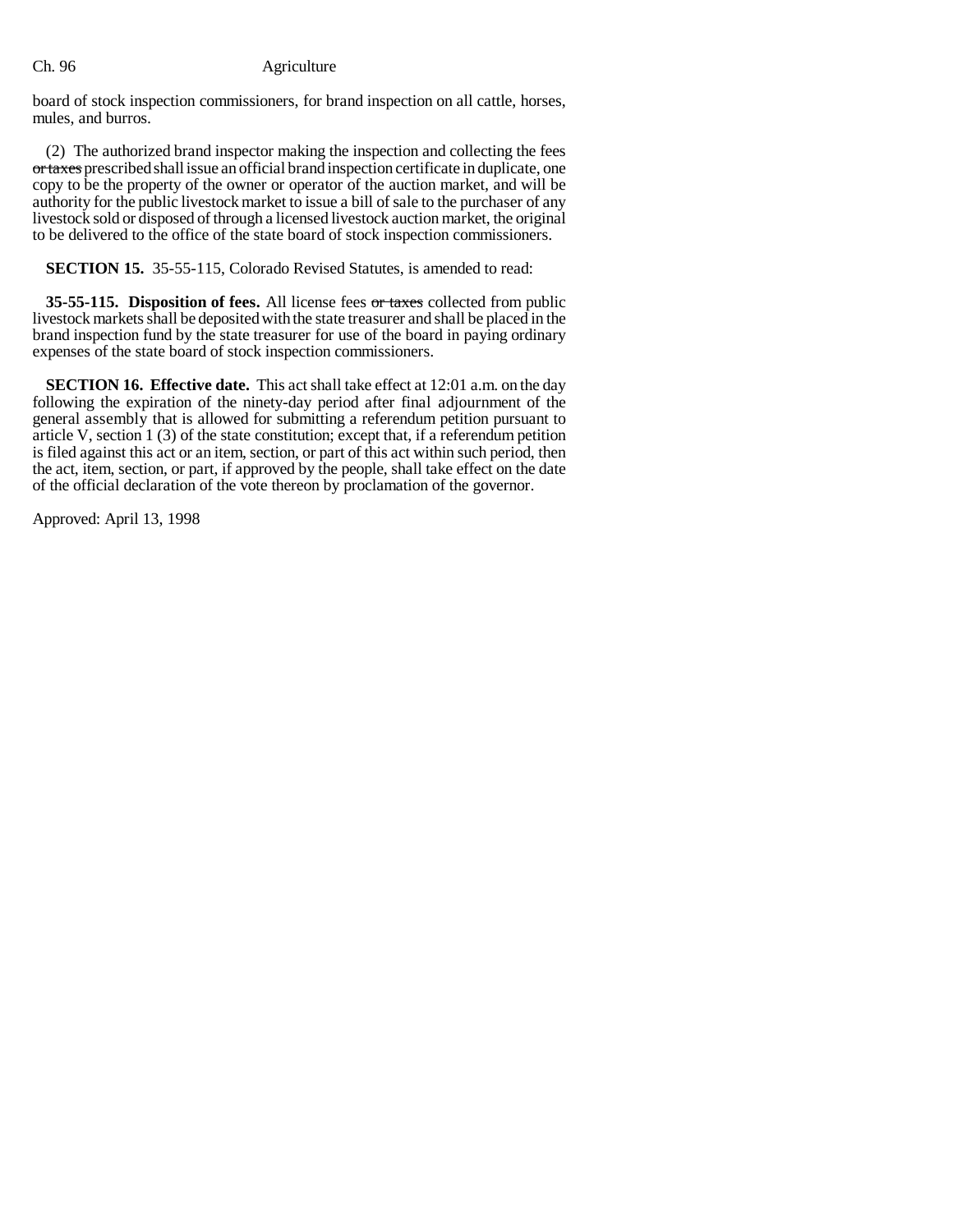board of stock inspection commissioners, for brand inspection on all cattle, horses, mules, and burros.

(2) The authorized brand inspector making the inspection and collecting the fees ~~or taxes~~ prescribed shall issue an official brand inspection certificate in duplicate, one copy to be the property of the owner or operator of the auction market, and will be authority for the public livestock market to issue a bill of sale to the purchaser of any livestock sold or disposed of through a licensed livestock auction market, the original to be delivered to the office of the state board of stock inspection commissioners.

**SECTION 15.** 35-55-115, Colorado Revised Statutes, is amended to read:

**35-55-115. Disposition of fees.** All license fees ~~or taxes~~ collected from public livestock markets shall be deposited with the state treasurer and shall be placed in the brand inspection fund by the state treasurer for use of the board in paying ordinary expenses of the state board of stock inspection commissioners.

**SECTION 16. Effective date.** This act shall take effect at 12:01 a.m. on the day following the expiration of the ninety-day period after final adjournment of the general assembly that is allowed for submitting a referendum petition pursuant to article V, section 1 (3) of the state constitution; except that, if a referendum petition is filed against this act or an item, section, or part of this act within such period, then the act, item, section, or part, if approved by the people, shall take effect on the date of the official declaration of the vote thereon by proclamation of the governor.

Approved: April 13, 1998